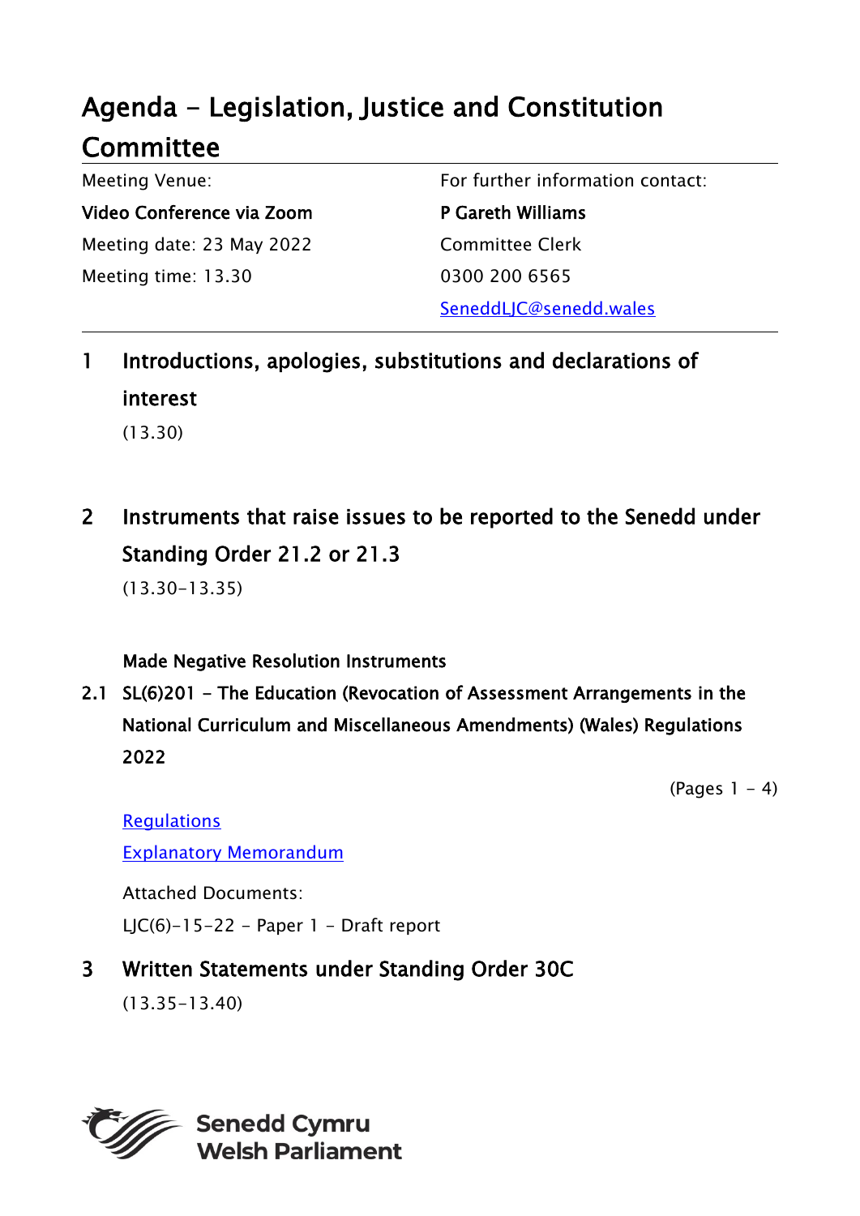# Agenda - Legislation, Justice and Constitution Committee

| Meeting Venue: | For further information contact: |
|---|---|
| **Video Conference via Zoom** | **P Gareth Williams** |
| Meeting date: 23 May 2022 | Committee Clerk |
| Meeting time: 13.30 | 0300 200 6565 |
| | SeneddLJC@senedd.wales |

## 1 Introductions, apologies, substitutions and declarations of interest

(13.30)

## 2 Instruments that raise issues to be reported to the Senedd under Standing Order 21.2 or 21.3

(13.30-13.35)

**Made Negative Resolution Instruments**

**2.1 SL(6)201 - The Education (Revocation of Assessment Arrangements in the National Curriculum and Miscellaneous Amendments) (Wales) Regulations 2022**

(Pages 1 - 4)

Regulations

Explanatory Memorandum

Attached Documents:

LJC(6)-15-22 - Paper 1 - Draft report

## 3 Written Statements under Standing Order 30C

(13.35-13.40)

Senedd Cymru
Welsh Parliament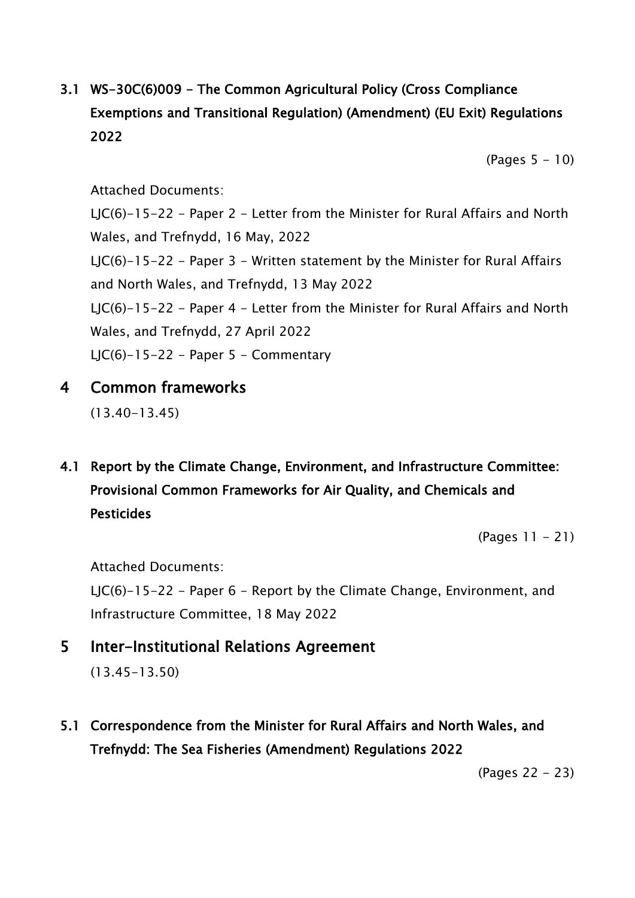### 3.1 WS-30C(6)009 - The Common Agricultural Policy (Cross Compliance Exemptions and Transitional Regulation) (Amendment) (EU Exit) Regulations 2022

(Pages 5 - 10)

Attached Documents:

LJC(6)-15-22 - Paper 2 - Letter from the Minister for Rural Affairs and North Wales, and Trefnydd, 16 May, 2022

LJC(6)-15-22 - Paper 3 - Written statement by the Minister for Rural Affairs and North Wales, and Trefnydd, 13 May 2022

LJC(6)-15-22 - Paper 4 - Letter from the Minister for Rural Affairs and North Wales, and Trefnydd, 27 April 2022

LJC(6)-15-22 - Paper 5 - Commentary

## 4 Common frameworks

(13.40-13.45)

### 4.1 Report by the Climate Change, Environment, and Infrastructure Committee: Provisional Common Frameworks for Air Quality, and Chemicals and Pesticides

(Pages 11 - 21)

Attached Documents:

LJC(6)-15-22 - Paper 6 - Report by the Climate Change, Environment, and Infrastructure Committee, 18 May 2022

## 5 Inter-Institutional Relations Agreement

(13.45-13.50)

### 5.1 Correspondence from the Minister for Rural Affairs and North Wales, and Trefnydd: The Sea Fisheries (Amendment) Regulations 2022

(Pages 22 - 23)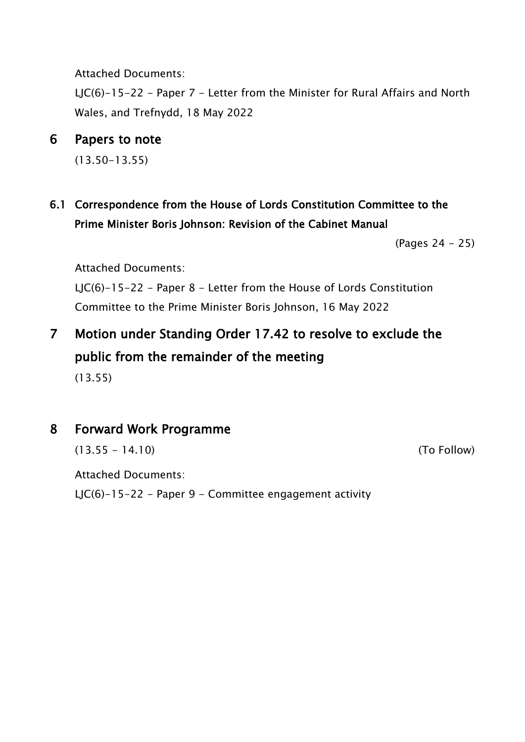Attached Documents:

LJC(6)-15-22 – Paper 7 – Letter from the Minister for Rural Affairs and North Wales, and Trefnydd, 18 May 2022

## 6 Papers to note

(13.50-13.55)

### 6.1 Correspondence from the House of Lords Constitution Committee to the Prime Minister Boris Johnson: Revision of the Cabinet Manual

(Pages 24 - 25)

Attached Documents:

LJC(6)-15-22 – Paper 8 – Letter from the House of Lords Constitution Committee to the Prime Minister Boris Johnson, 16 May 2022

## 7 Motion under Standing Order 17.42 to resolve to exclude the public from the remainder of the meeting

(13.55)

## 8 Forward Work Programme

(13.55 - 14.10) (To Follow)

Attached Documents:

LJC(6)-15-22 – Paper 9 – Committee engagement activity